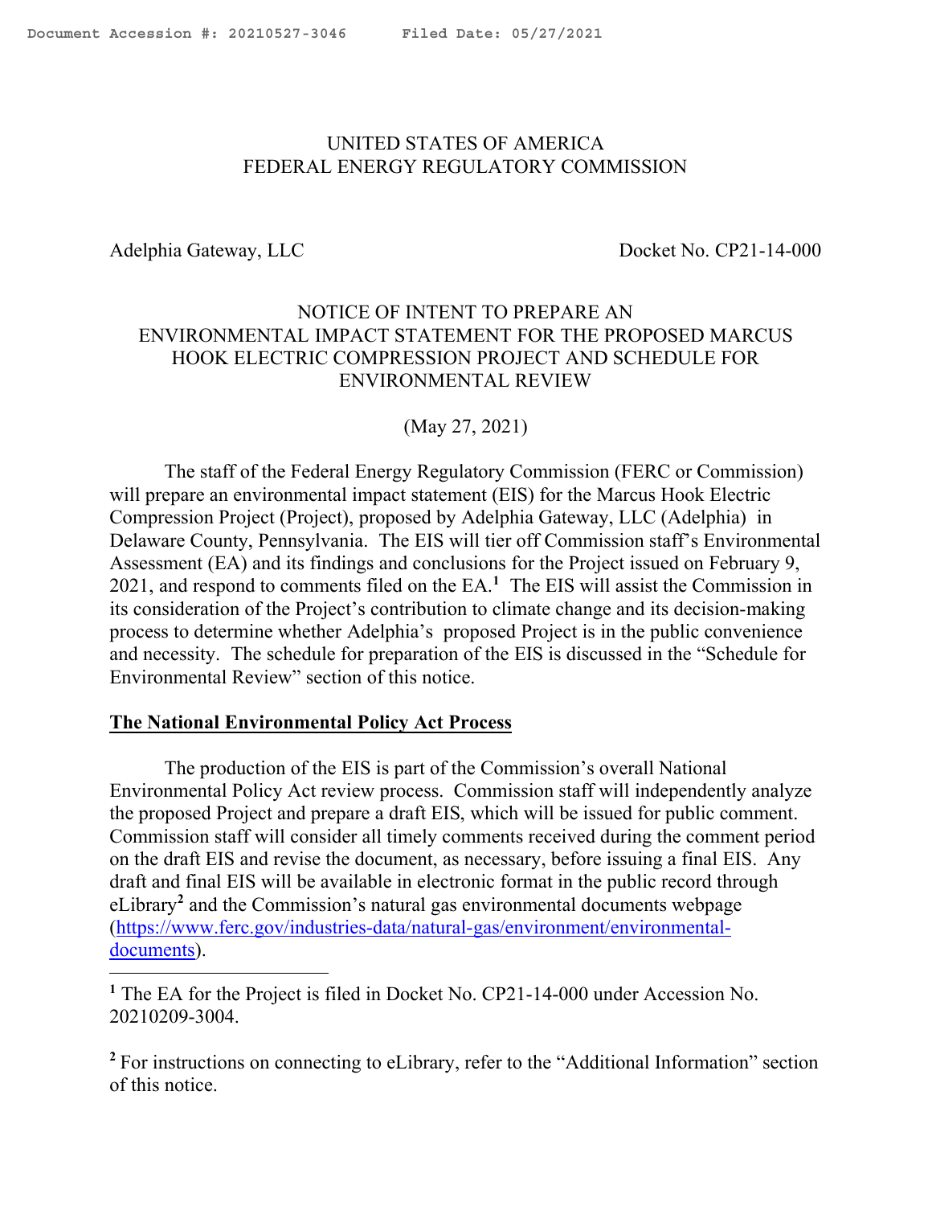UNITED STATES OF AMERICA
FEDERAL ENERGY REGULATORY COMMISSION

Adelphia Gateway, LLC Docket No. CP21-14-000

# NOTICE OF INTENT TO PREPARE AN ENVIRONMENTAL IMPACT STATEMENT FOR THE PROPOSED MARCUS HOOK ELECTRIC COMPRESSION PROJECT AND SCHEDULE FOR ENVIRONMENTAL REVIEW

(May 27, 2021)

The staff of the Federal Energy Regulatory Commission (FERC or Commission) will prepare an environmental impact statement (EIS) for the Marcus Hook Electric Compression Project (Project), proposed by Adelphia Gateway, LLC (Adelphia) in Delaware County, Pennsylvania. The EIS will tier off Commission staff's Environmental Assessment (EA) and its findings and conclusions for the Project issued on February 9, 2021, and respond to comments filed on the EA.[1] The EIS will assist the Commission in its consideration of the Project's contribution to climate change and its decision-making process to determine whether Adelphia's proposed Project is in the public convenience and necessity. The schedule for preparation of the EIS is discussed in the "Schedule for Environmental Review" section of this notice.

## The National Environmental Policy Act Process

The production of the EIS is part of the Commission's overall National Environmental Policy Act review process. Commission staff will independently analyze the proposed Project and prepare a draft EIS, which will be issued for public comment. Commission staff will consider all timely comments received during the comment period on the draft EIS and revise the document, as necessary, before issuing a final EIS. Any draft and final EIS will be available in electronic format in the public record through eLibrary[2] and the Commission's natural gas environmental documents webpage (https://www.ferc.gov/industries-data/natural-gas/environment/environmental-documents).

---

[1] The EA for the Project is filed in Docket No. CP21-14-000 under Accession No. 20210209-3004.

[2] For instructions on connecting to eLibrary, refer to the "Additional Information" section of this notice.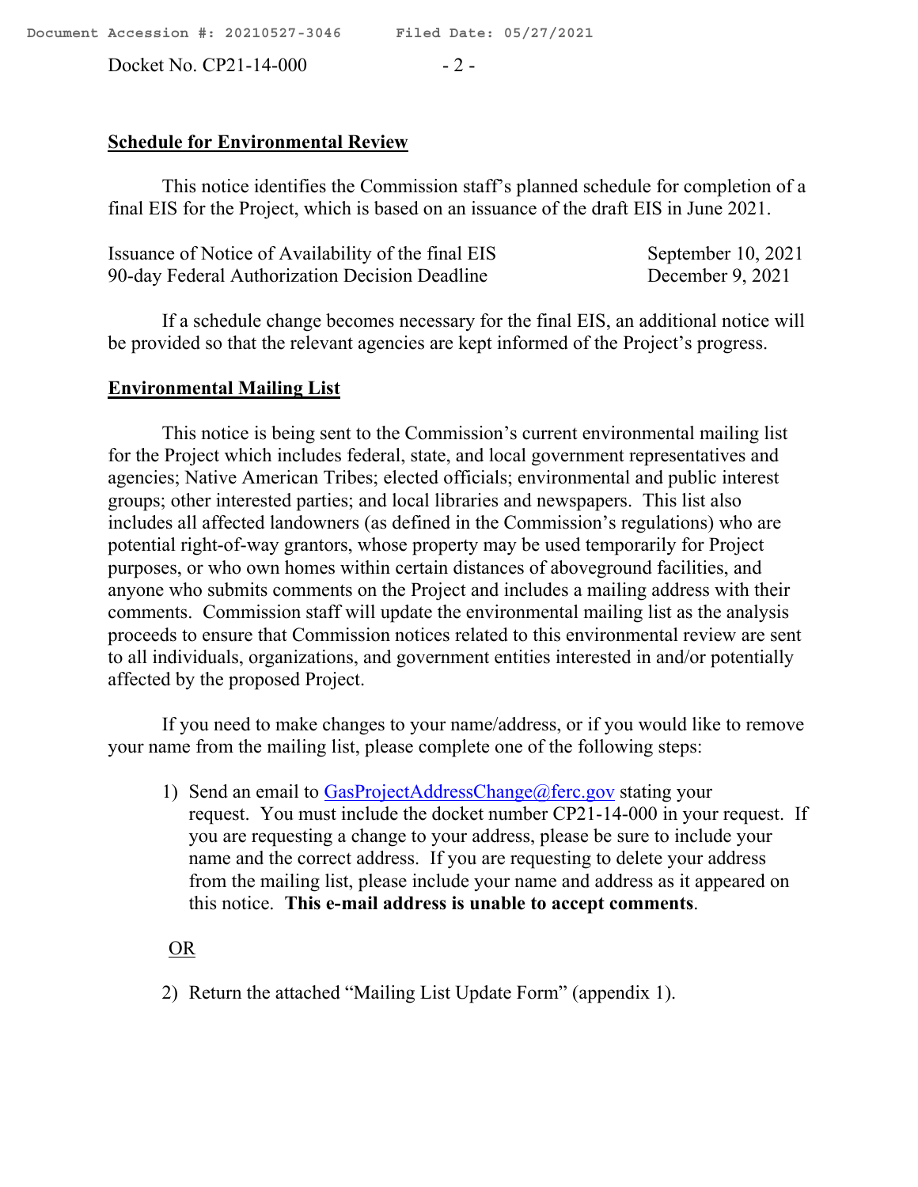## Schedule for Environmental Review

This notice identifies the Commission staff's planned schedule for completion of a final EIS for the Project, which is based on an issuance of the draft EIS in June 2021.

| | |
|---|---|
| Issuance of Notice of Availability of the final EIS | September 10, 2021 |
| 90-day Federal Authorization Decision Deadline | December 9, 2021 |

If a schedule change becomes necessary for the final EIS, an additional notice will be provided so that the relevant agencies are kept informed of the Project's progress.

## Environmental Mailing List

This notice is being sent to the Commission's current environmental mailing list for the Project which includes federal, state, and local government representatives and agencies; Native American Tribes; elected officials; environmental and public interest groups; other interested parties; and local libraries and newspapers. This list also includes all affected landowners (as defined in the Commission's regulations) who are potential right-of-way grantors, whose property may be used temporarily for Project purposes, or who own homes within certain distances of aboveground facilities, and anyone who submits comments on the Project and includes a mailing address with their comments. Commission staff will update the environmental mailing list as the analysis proceeds to ensure that Commission notices related to this environmental review are sent to all individuals, organizations, and government entities interested in and/or potentially affected by the proposed Project.

If you need to make changes to your name/address, or if you would like to remove your name from the mailing list, please complete one of the following steps:

1) Send an email to GasProjectAddressChange@ferc.gov stating your request. You must include the docket number CP21-14-000 in your request. If you are requesting a change to your address, please be sure to include your name and the correct address. If you are requesting to delete your address from the mailing list, please include your name and address as it appeared on this notice. **This e-mail address is unable to accept comments**.

OR

2) Return the attached "Mailing List Update Form" (appendix 1).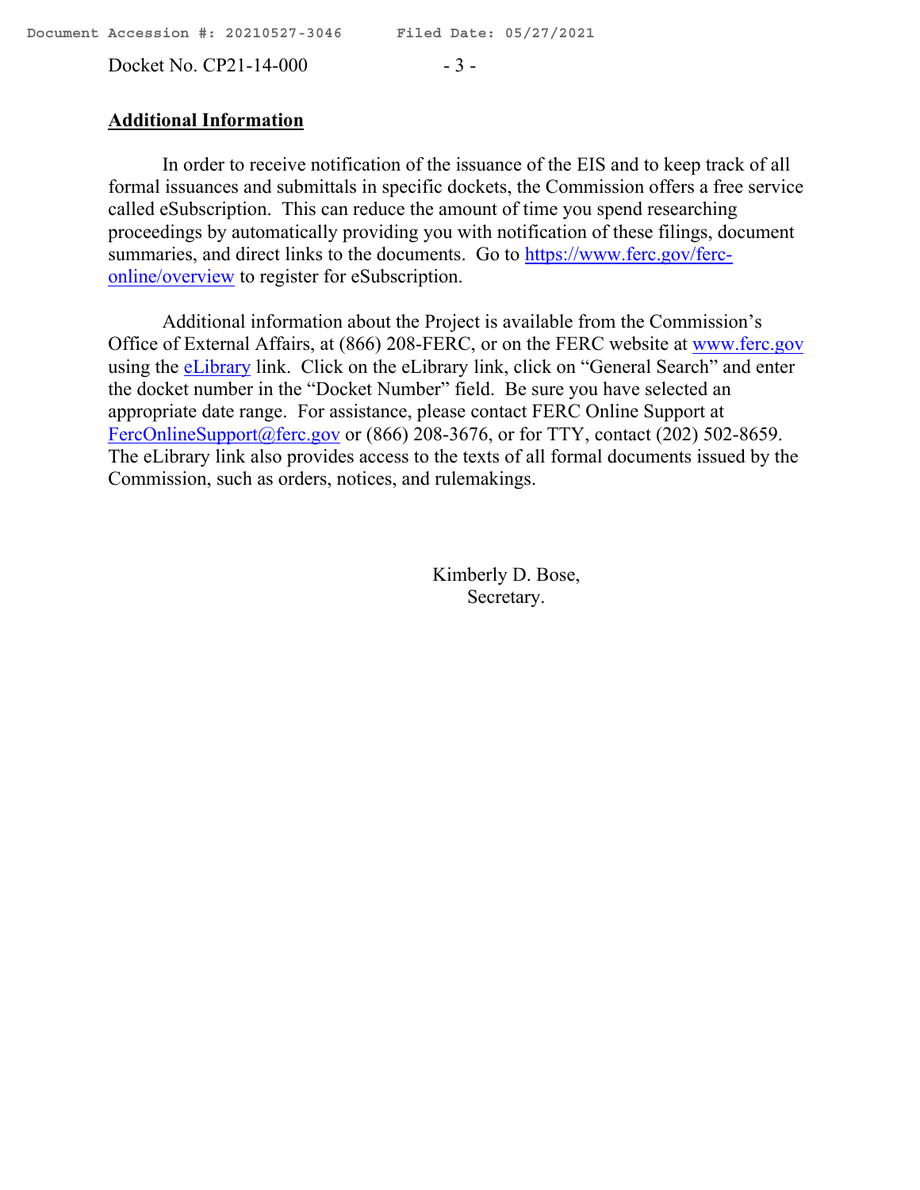## Additional Information

In order to receive notification of the issuance of the EIS and to keep track of all formal issuances and submittals in specific dockets, the Commission offers a free service called eSubscription. This can reduce the amount of time you spend researching proceedings by automatically providing you with notification of these filings, document summaries, and direct links to the documents. Go to https://www.ferc.gov/ferc-online/overview to register for eSubscription.

Additional information about the Project is available from the Commission's Office of External Affairs, at (866) 208-FERC, or on the FERC website at www.ferc.gov using the eLibrary link. Click on the eLibrary link, click on "General Search" and enter the docket number in the "Docket Number" field. Be sure you have selected an appropriate date range. For assistance, please contact FERC Online Support at FercOnlineSupport@ferc.gov or (866) 208-3676, or for TTY, contact (202) 502-8659. The eLibrary link also provides access to the texts of all formal documents issued by the Commission, such as orders, notices, and rulemakings.

Kimberly D. Bose,
Secretary.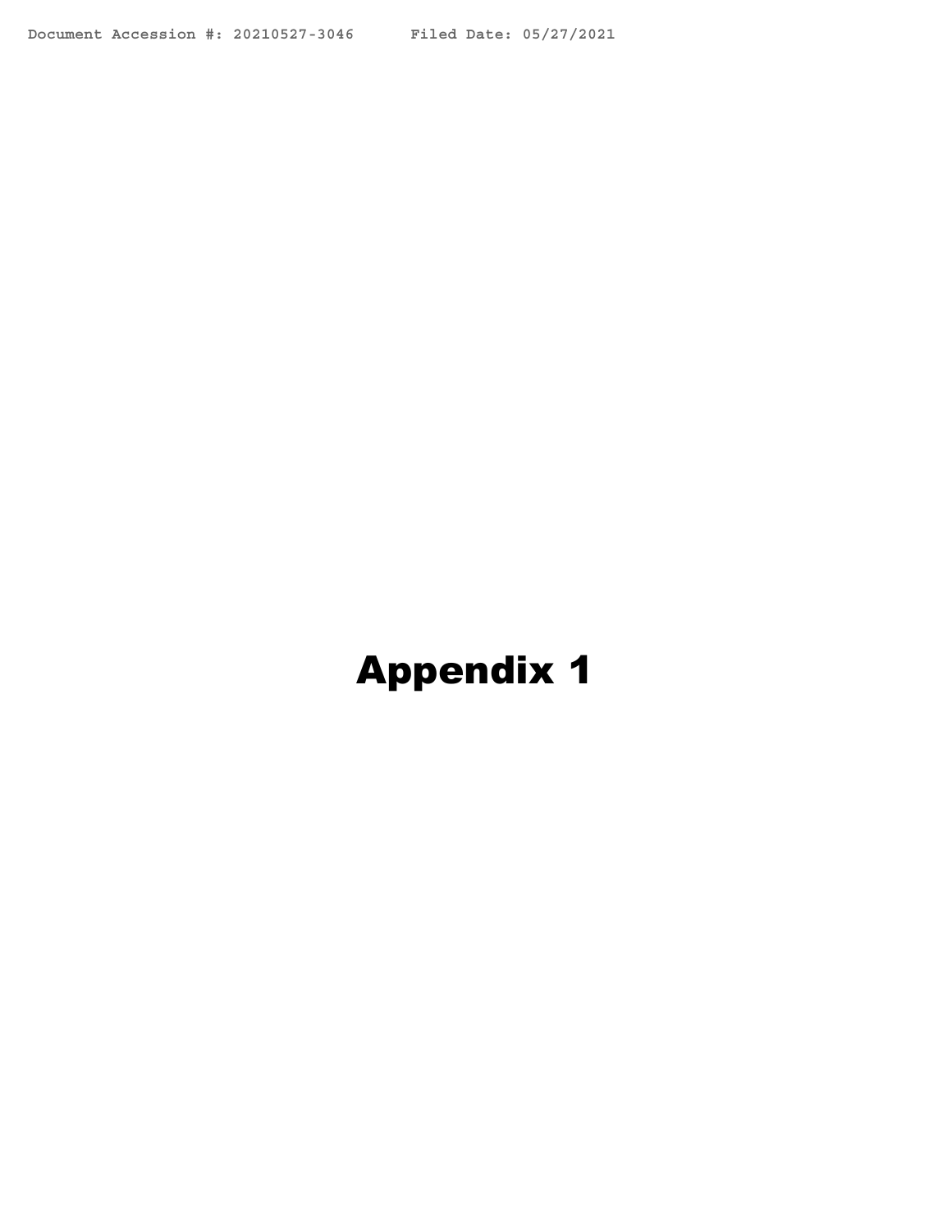# Appendix 1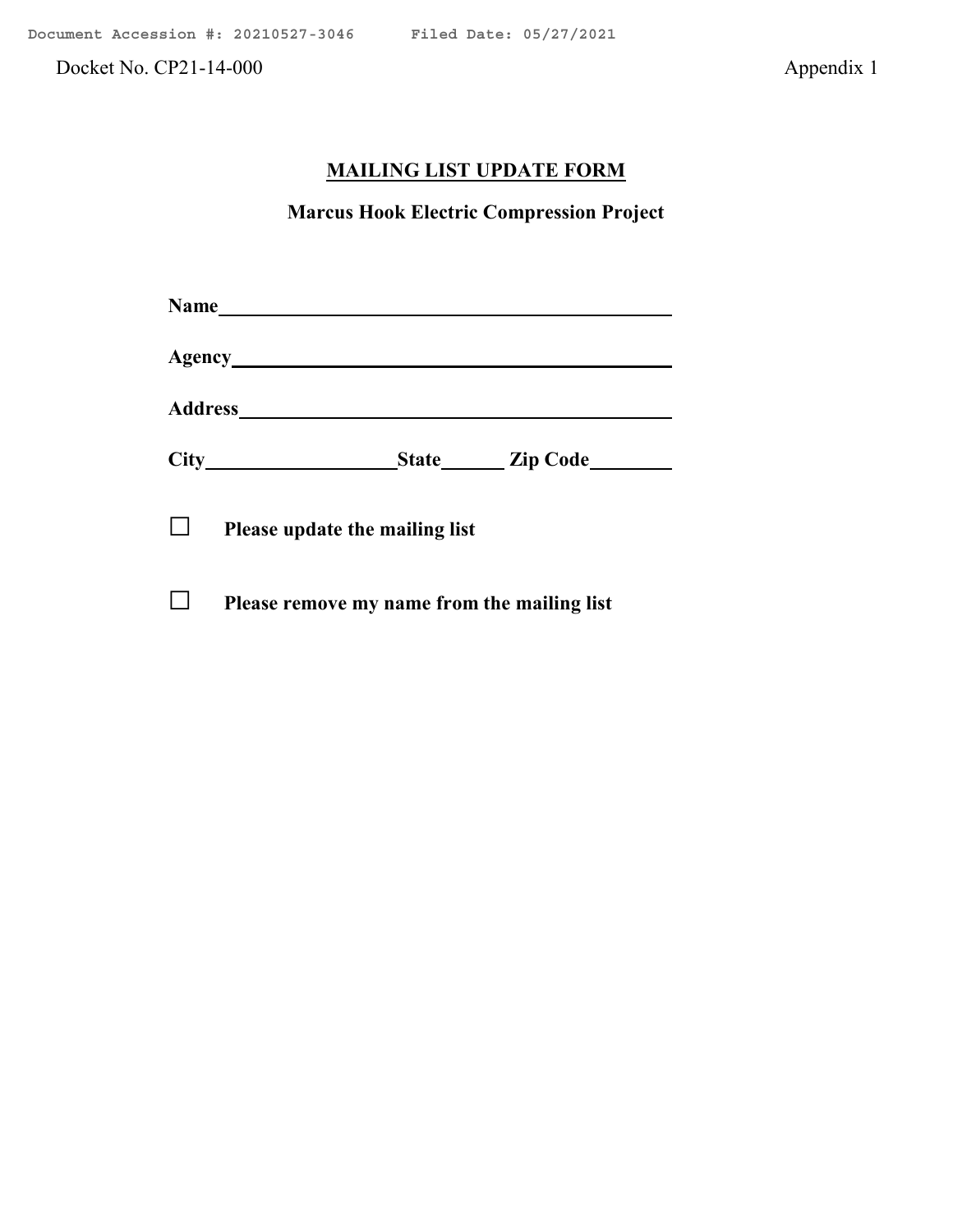Docket No. CP21-14-000 Appendix 1

## MAILING LIST UPDATE FORM

### Marcus Hook Electric Compression Project

**Name**\_\_\_\_\_\_\_\_\_\_\_\_\_\_\_\_\_\_\_\_\_\_\_\_\_\_\_\_\_\_\_\_\_\_\_\_\_\_\_\_

**Agency**\_\_\_\_\_\_\_\_\_\_\_\_\_\_\_\_\_\_\_\_\_\_\_\_\_\_\_\_\_\_\_\_\_\_\_\_\_\_\_\_

**Address**\_\_\_\_\_\_\_\_\_\_\_\_\_\_\_\_\_\_\_\_\_\_\_\_\_\_\_\_\_\_\_\_\_\_\_\_\_\_\_\_

**City**\_\_\_\_\_\_\_\_\_\_\_\_\_\_\_\_\_\_**State**\_\_\_\_\_\_ **Zip Code**\_\_\_\_\_\_\_\_

☐ **Please update the mailing list**

☐ **Please remove my name from the mailing list**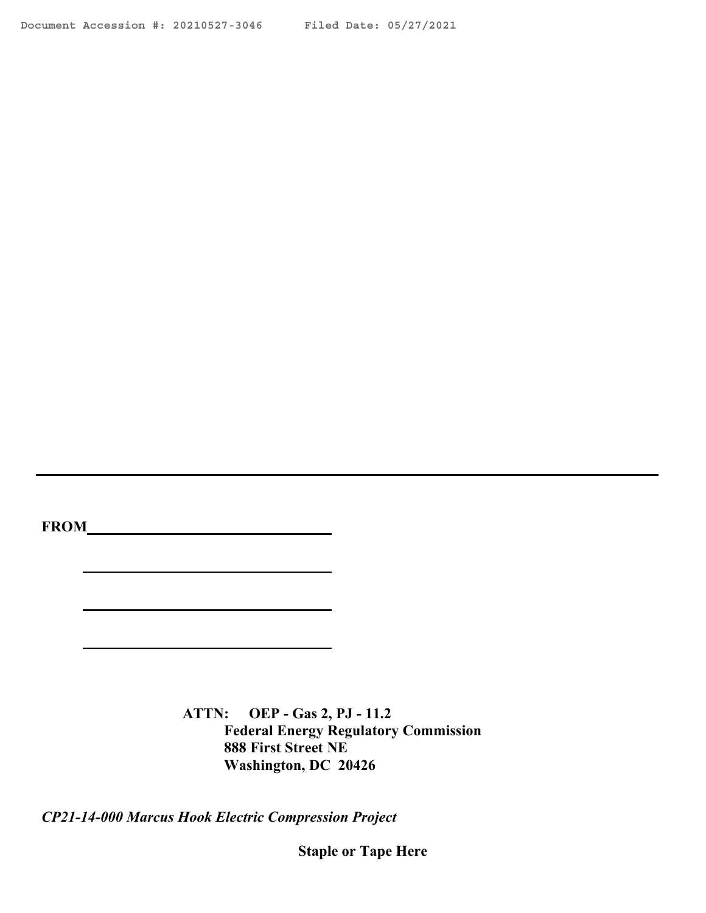FROM ________________________________

________________________________

________________________________

________________________________

**ATTN: OEP - Gas 2, PJ - 11.2**
**Federal Energy Regulatory Commission**
**888 First Street NE**
**Washington, DC 20426**

***CP21-14-000 Marcus Hook Electric Compression Project***

**Staple or Tape Here**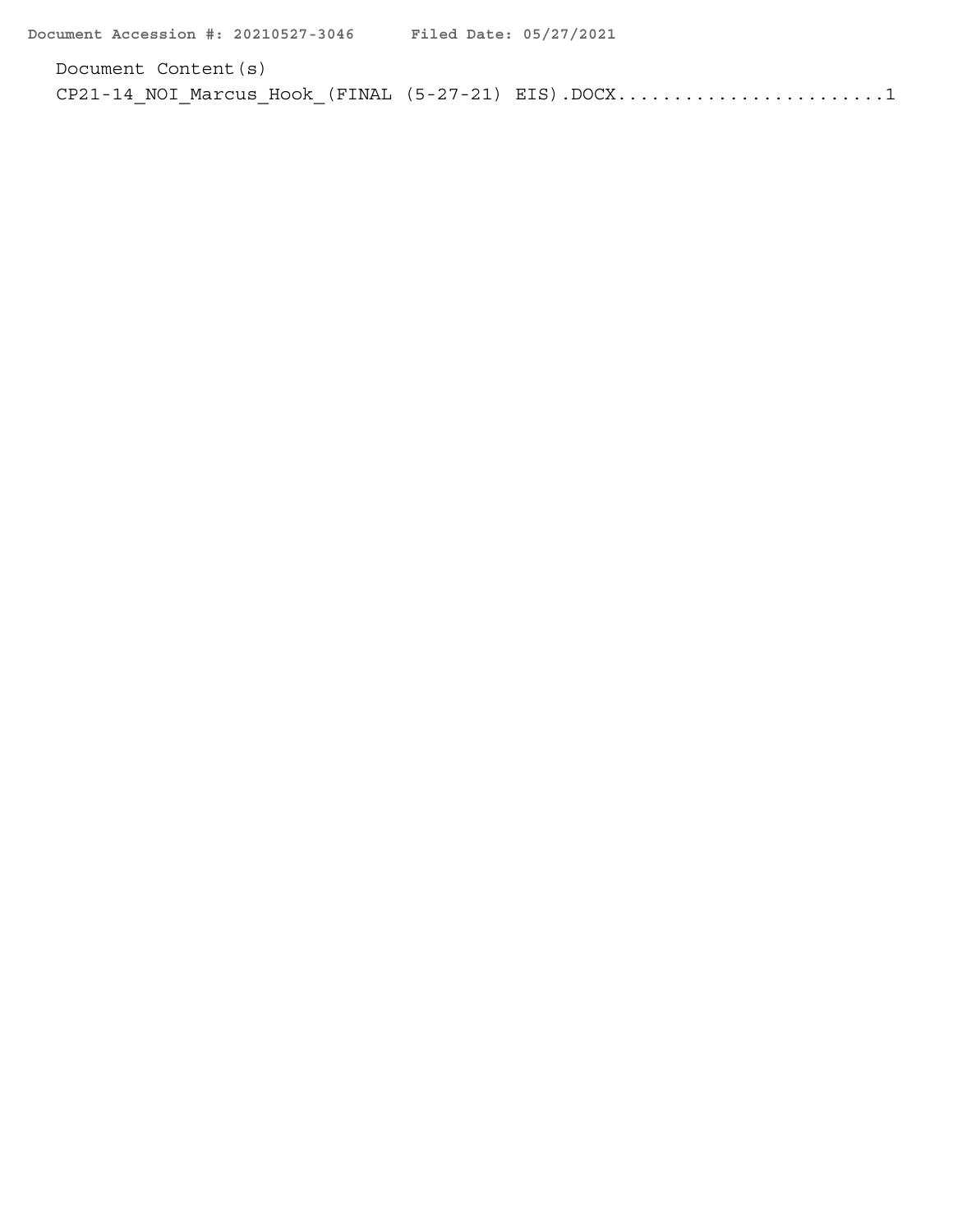Document Accession #: 20210527-3046 Filed Date: 05/27/2021

Document Content(s)

CP21-14_NOI_Marcus_Hook_(FINAL (5-27-21) EIS).DOCX........................1